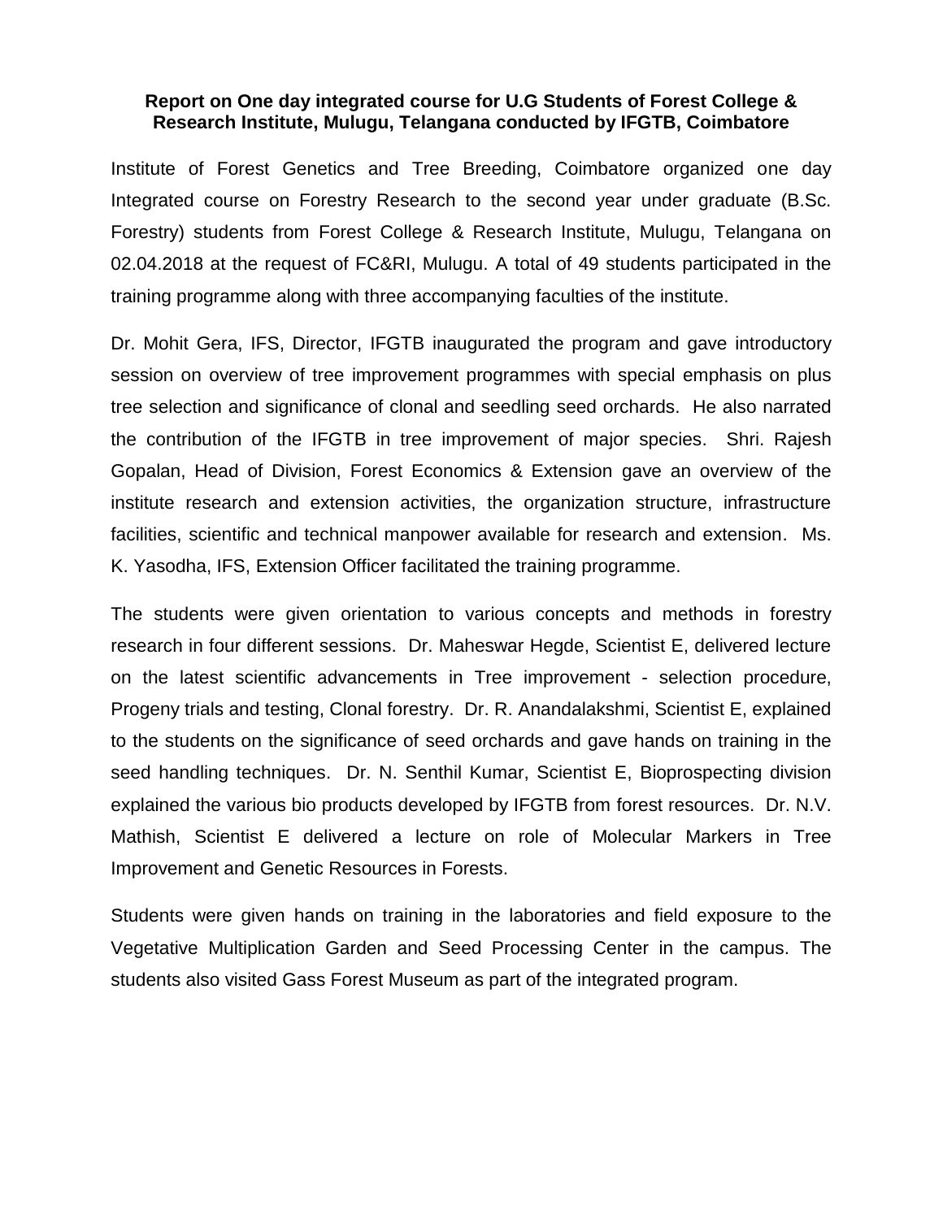**Report on One day integrated course for U.G Students of Forest College & Research Institute, Mulugu, Telangana conducted by IFGTB, Coimbatore**

Institute of Forest Genetics and Tree Breeding, Coimbatore organized one day Integrated course on Forestry Research to the second year under graduate (B.Sc. Forestry) students from Forest College & Research Institute, Mulugu, Telangana on 02.04.2018 at the request of FC&RI, Mulugu. A total of 49 students participated in the training programme along with three accompanying faculties of the institute.

Dr. Mohit Gera, IFS, Director, IFGTB inaugurated the program and gave introductory session on overview of tree improvement programmes with special emphasis on plus tree selection and significance of clonal and seedling seed orchards. He also narrated the contribution of the IFGTB in tree improvement of major species. Shri. Rajesh Gopalan, Head of Division, Forest Economics & Extension gave an overview of the institute research and extension activities, the organization structure, infrastructure facilities, scientific and technical manpower available for research and extension. Ms. K. Yasodha, IFS, Extension Officer facilitated the training programme.

The students were given orientation to various concepts and methods in forestry research in four different sessions. Dr. Maheswar Hegde, Scientist E, delivered lecture on the latest scientific advancements in Tree improvement - selection procedure, Progeny trials and testing, Clonal forestry. Dr. R. Anandalakshmi, Scientist E, explained to the students on the significance of seed orchards and gave hands on training in the seed handling techniques. Dr. N. Senthil Kumar, Scientist E, Bioprospecting division explained the various bio products developed by IFGTB from forest resources. Dr. N.V. Mathish, Scientist E delivered a lecture on role of Molecular Markers in Tree Improvement and Genetic Resources in Forests.

Students were given hands on training in the laboratories and field exposure to the Vegetative Multiplication Garden and Seed Processing Center in the campus. The students also visited Gass Forest Museum as part of the integrated program.